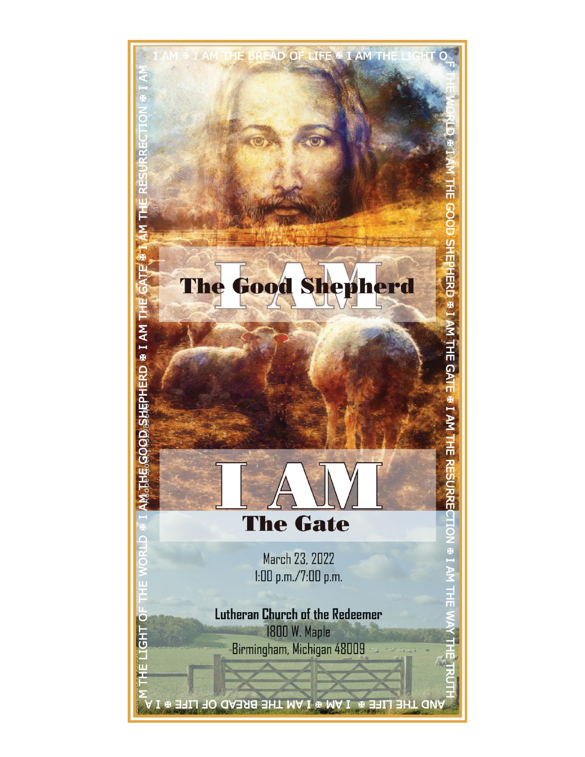# I AM The Good Shepherd

# I AM The Gate

March 23, 2022
1:00 p.m./7:00 p.m.

**Lutheran Church of the Redeemer**
1800 W. Maple
Birmingham, Michigan 48009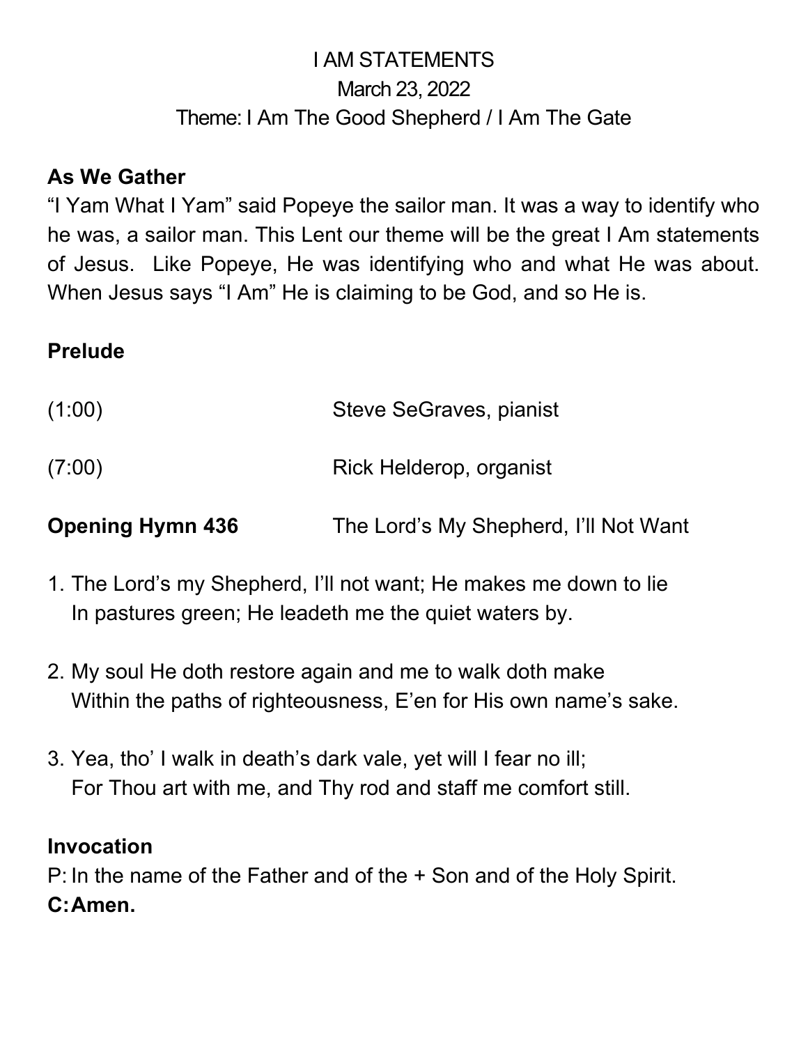I AM STATEMENTS

March 23, 2022

Theme: I Am The Good Shepherd / I Am The Gate

**As We Gather**

"I Yam What I Yam" said Popeye the sailor man. It was a way to identify who he was, a sailor man. This Lent our theme will be the great I Am statements of Jesus. Like Popeye, He was identifying who and what He was about. When Jesus says "I Am" He is claiming to be God, and so He is.

**Prelude**

(1:00) Steve SeGraves, pianist

(7:00) Rick Helderop, organist

**Opening Hymn 436** The Lord's My Shepherd, I'll Not Want

1. The Lord's my Shepherd, I'll not want; He makes me down to lie
   In pastures green; He leadeth me the quiet waters by.

2. My soul He doth restore again and me to walk doth make
   Within the paths of righteousness, E'en for His own name's sake.

3. Yea, tho' I walk in death's dark vale, yet will I fear no ill;
   For Thou art with me, and Thy rod and staff me comfort still.

**Invocation**

P: In the name of the Father and of the + Son and of the Holy Spirit.

**C: Amen.**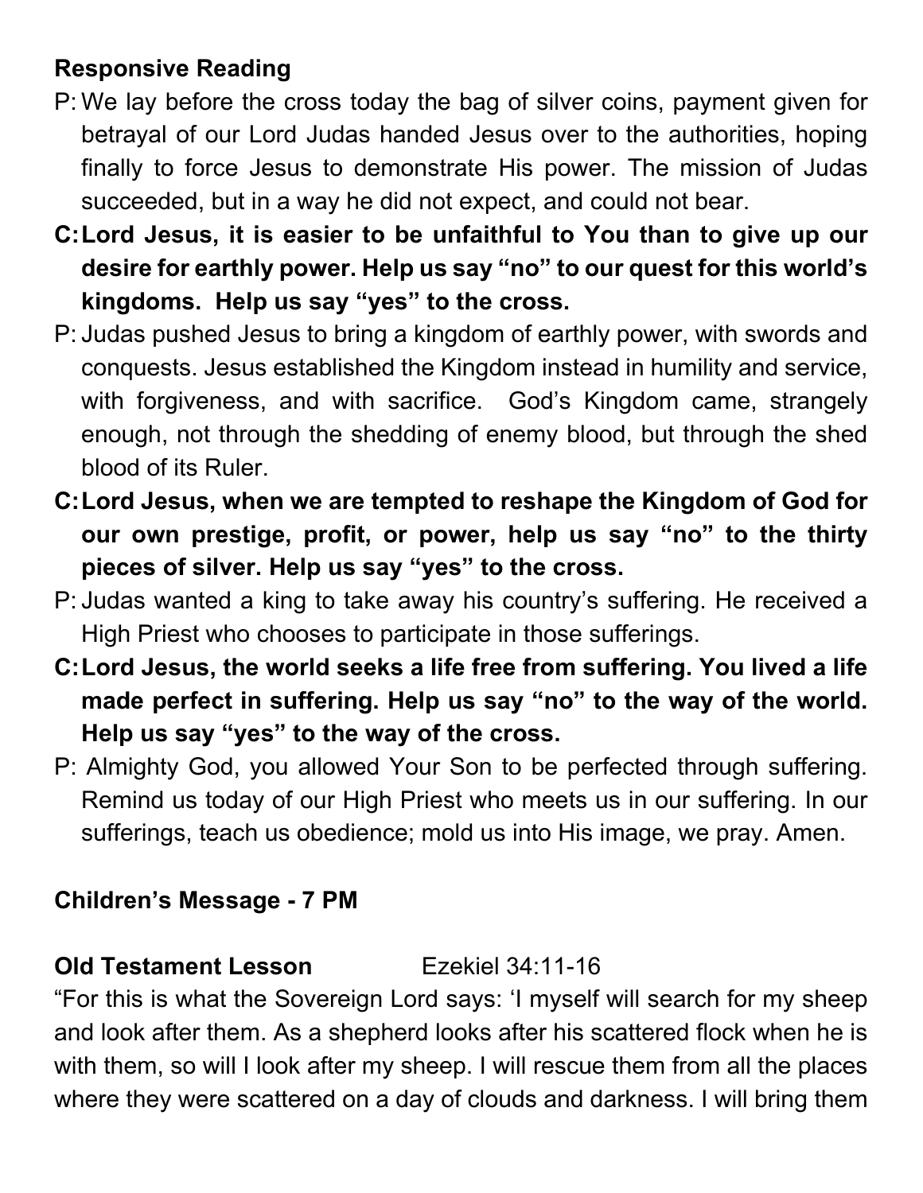**Responsive Reading**

P: We lay before the cross today the bag of silver coins, payment given for betrayal of our Lord Judas handed Jesus over to the authorities, hoping finally to force Jesus to demonstrate His power. The mission of Judas succeeded, but in a way he did not expect, and could not bear.

**C: Lord Jesus, it is easier to be unfaithful to You than to give up our desire for earthly power. Help us say "no" to our quest for this world's kingdoms. Help us say "yes" to the cross.**

P: Judas pushed Jesus to bring a kingdom of earthly power, with swords and conquests. Jesus established the Kingdom instead in humility and service, with forgiveness, and with sacrifice. God's Kingdom came, strangely enough, not through the shedding of enemy blood, but through the shed blood of its Ruler.

**C: Lord Jesus, when we are tempted to reshape the Kingdom of God for our own prestige, profit, or power, help us say "no" to the thirty pieces of silver. Help us say "yes" to the cross.**

P: Judas wanted a king to take away his country's suffering. He received a High Priest who chooses to participate in those sufferings.

**C: Lord Jesus, the world seeks a life free from suffering. You lived a life made perfect in suffering. Help us say "no" to the way of the world. Help us say "yes" to the way of the cross.**

P: Almighty God, you allowed Your Son to be perfected through suffering. Remind us today of our High Priest who meets us in our suffering. In our sufferings, teach us obedience; mold us into His image, we pray. Amen.

**Children's Message - 7 PM**

**Old Testament Lesson** Ezekiel 34:11-16

"For this is what the Sovereign Lord says: 'I myself will search for my sheep and look after them. As a shepherd looks after his scattered flock when he is with them, so will I look after my sheep. I will rescue them from all the places where they were scattered on a day of clouds and darkness. I will bring them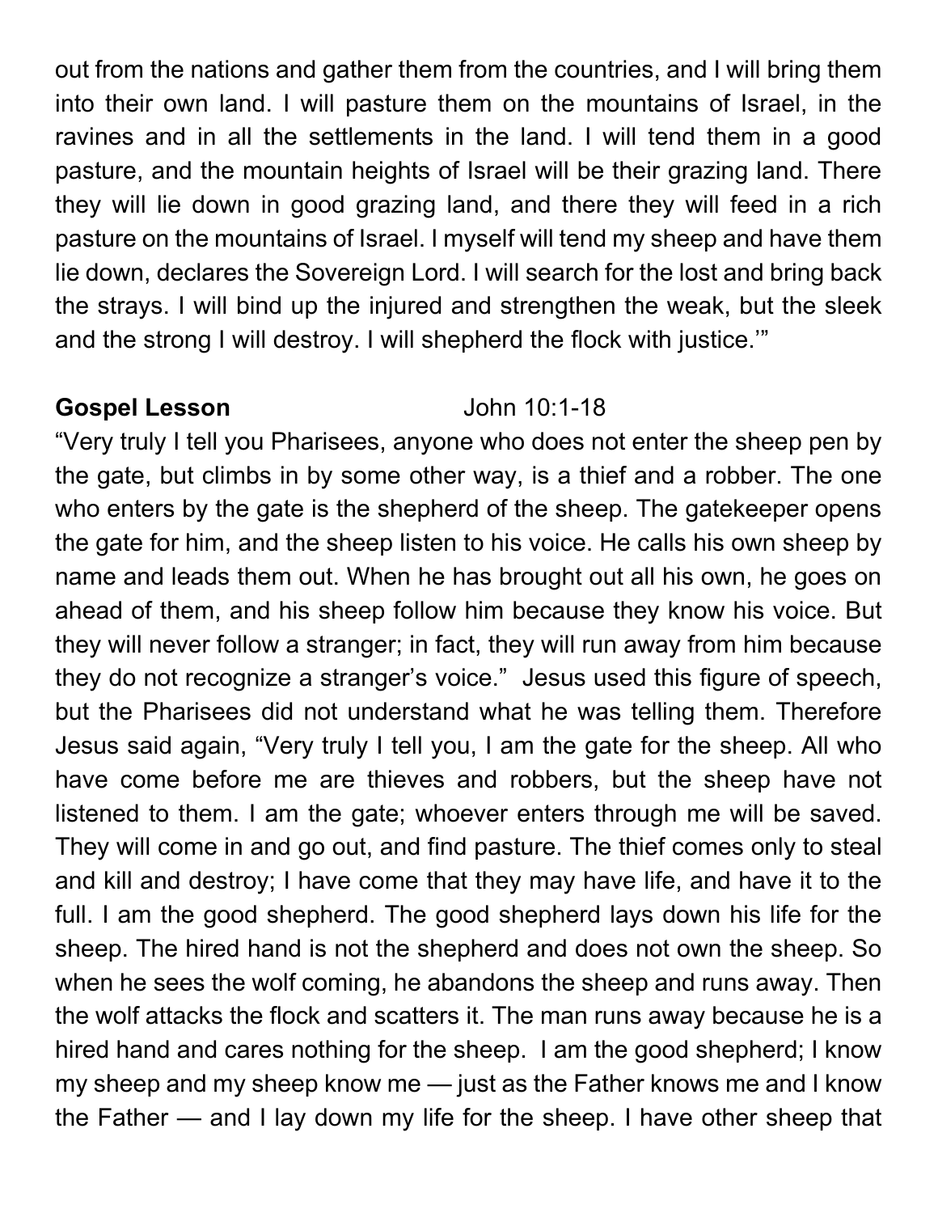out from the nations and gather them from the countries, and I will bring them into their own land. I will pasture them on the mountains of Israel, in the ravines and in all the settlements in the land. I will tend them in a good pasture, and the mountain heights of Israel will be their grazing land. There they will lie down in good grazing land, and there they will feed in a rich pasture on the mountains of Israel. I myself will tend my sheep and have them lie down, declares the Sovereign Lord. I will search for the lost and bring back the strays. I will bind up the injured and strengthen the weak, but the sleek and the strong I will destroy. I will shepherd the flock with justice.'"

**Gospel Lesson** John 10:1-18

"Very truly I tell you Pharisees, anyone who does not enter the sheep pen by the gate, but climbs in by some other way, is a thief and a robber. The one who enters by the gate is the shepherd of the sheep. The gatekeeper opens the gate for him, and the sheep listen to his voice. He calls his own sheep by name and leads them out. When he has brought out all his own, he goes on ahead of them, and his sheep follow him because they know his voice. But they will never follow a stranger; in fact, they will run away from him because they do not recognize a stranger's voice." Jesus used this figure of speech, but the Pharisees did not understand what he was telling them. Therefore Jesus said again, "Very truly I tell you, I am the gate for the sheep. All who have come before me are thieves and robbers, but the sheep have not listened to them. I am the gate; whoever enters through me will be saved. They will come in and go out, and find pasture. The thief comes only to steal and kill and destroy; I have come that they may have life, and have it to the full. I am the good shepherd. The good shepherd lays down his life for the sheep. The hired hand is not the shepherd and does not own the sheep. So when he sees the wolf coming, he abandons the sheep and runs away. Then the wolf attacks the flock and scatters it. The man runs away because he is a hired hand and cares nothing for the sheep. I am the good shepherd; I know my sheep and my sheep know me — just as the Father knows me and I know the Father — and I lay down my life for the sheep. I have other sheep that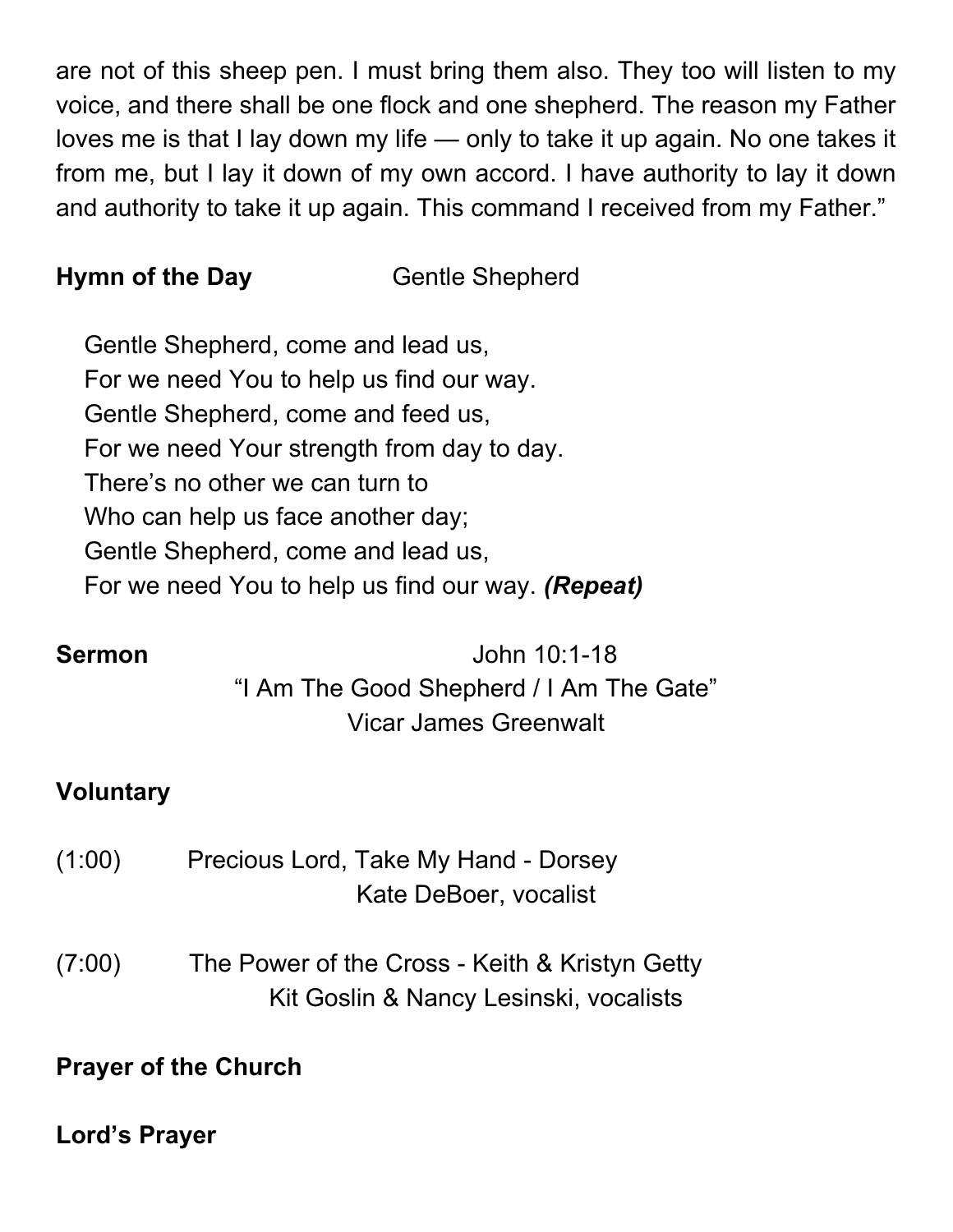are not of this sheep pen. I must bring them also. They too will listen to my voice, and there shall be one flock and one shepherd. The reason my Father loves me is that I lay down my life — only to take it up again. No one takes it from me, but I lay it down of my own accord. I have authority to lay it down and authority to take it up again. This command I received from my Father."

**Hymn of the Day** Gentle Shepherd

Gentle Shepherd, come and lead us,
For we need You to help us find our way.
Gentle Shepherd, come and feed us,
For we need Your strength from day to day.
There's no other we can turn to
Who can help us face another day;
Gentle Shepherd, come and lead us,
For we need You to help us find our way. ***(Repeat)***

**Sermon** John 10:1-18

"I Am The Good Shepherd / I Am The Gate"
Vicar James Greenwalt

**Voluntary**

(1:00) Precious Lord, Take My Hand - Dorsey
Kate DeBoer, vocalist

(7:00) The Power of the Cross - Keith & Kristyn Getty
Kit Goslin & Nancy Lesinski, vocalists

**Prayer of the Church**

**Lord's Prayer**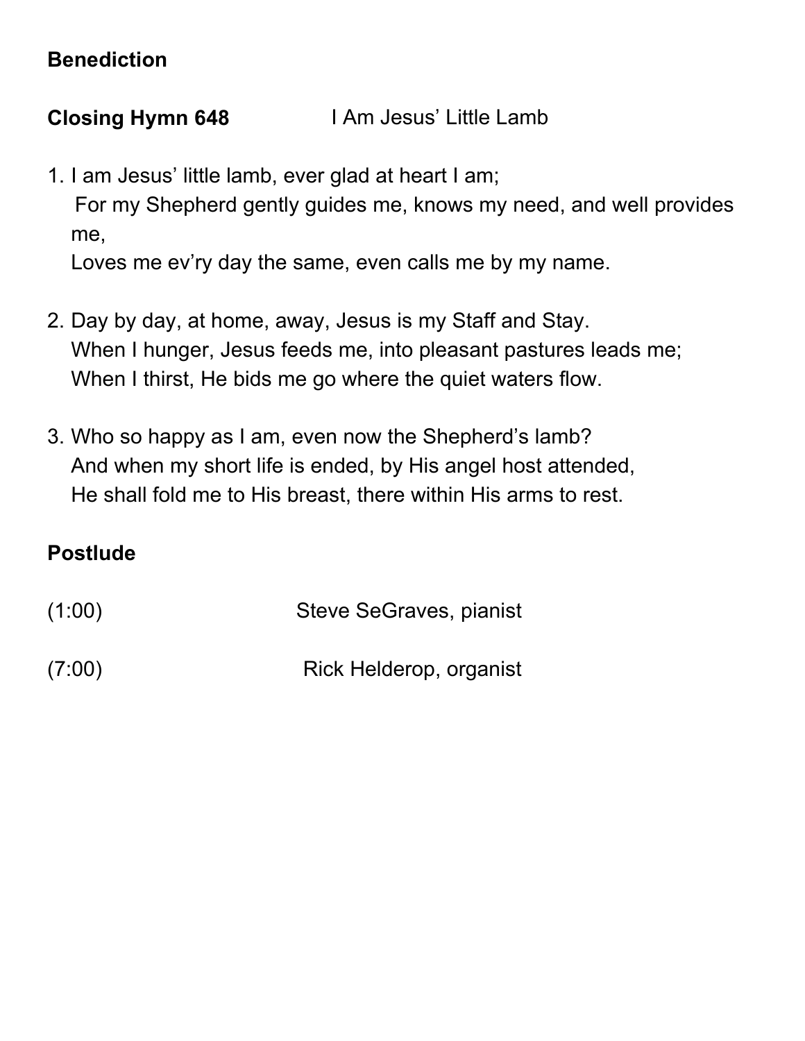**Benediction**

**Closing Hymn 648** I Am Jesus' Little Lamb

1. I am Jesus' little lamb, ever glad at heart I am;
   For my Shepherd gently guides me, knows my need, and well provides me,
   Loves me ev'ry day the same, even calls me by my name.

2. Day by day, at home, away, Jesus is my Staff and Stay.
   When I hunger, Jesus feeds me, into pleasant pastures leads me;
   When I thirst, He bids me go where the quiet waters flow.

3. Who so happy as I am, even now the Shepherd's lamb?
   And when my short life is ended, by His angel host attended,
   He shall fold me to His breast, there within His arms to rest.

**Postlude**

(1:00) Steve SeGraves, pianist

(7:00) Rick Helderop, organist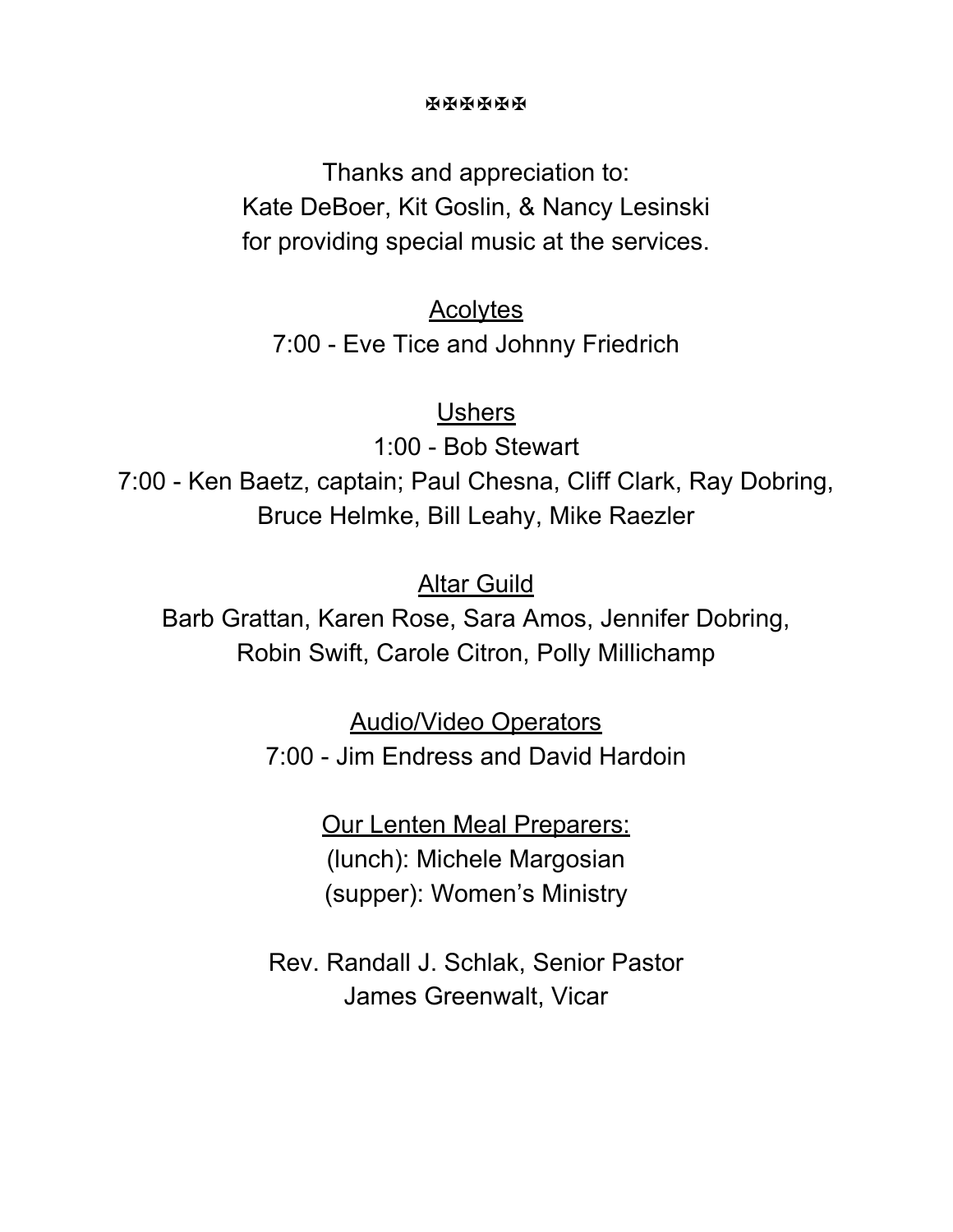✠✠✠✠✠

Thanks and appreciation to:
Kate DeBoer, Kit Goslin, & Nancy Lesinski
for providing special music at the services.

<u>Acolytes</u>

7:00 - Eve Tice and Johnny Friedrich

<u>Ushers</u>

1:00 - Bob Stewart

7:00 - Ken Baetz, captain; Paul Chesna, Cliff Clark, Ray Dobring, Bruce Helmke, Bill Leahy, Mike Raezler

<u>Altar Guild</u>

Barb Grattan, Karen Rose, Sara Amos, Jennifer Dobring, Robin Swift, Carole Citron, Polly Millichamp

<u>Audio/Video Operators</u>

7:00 - Jim Endress and David Hardoin

<u>Our Lenten Meal Preparers:</u>

(lunch): Michele Margosian
(supper): Women's Ministry

Rev. Randall J. Schlak, Senior Pastor
James Greenwalt, Vicar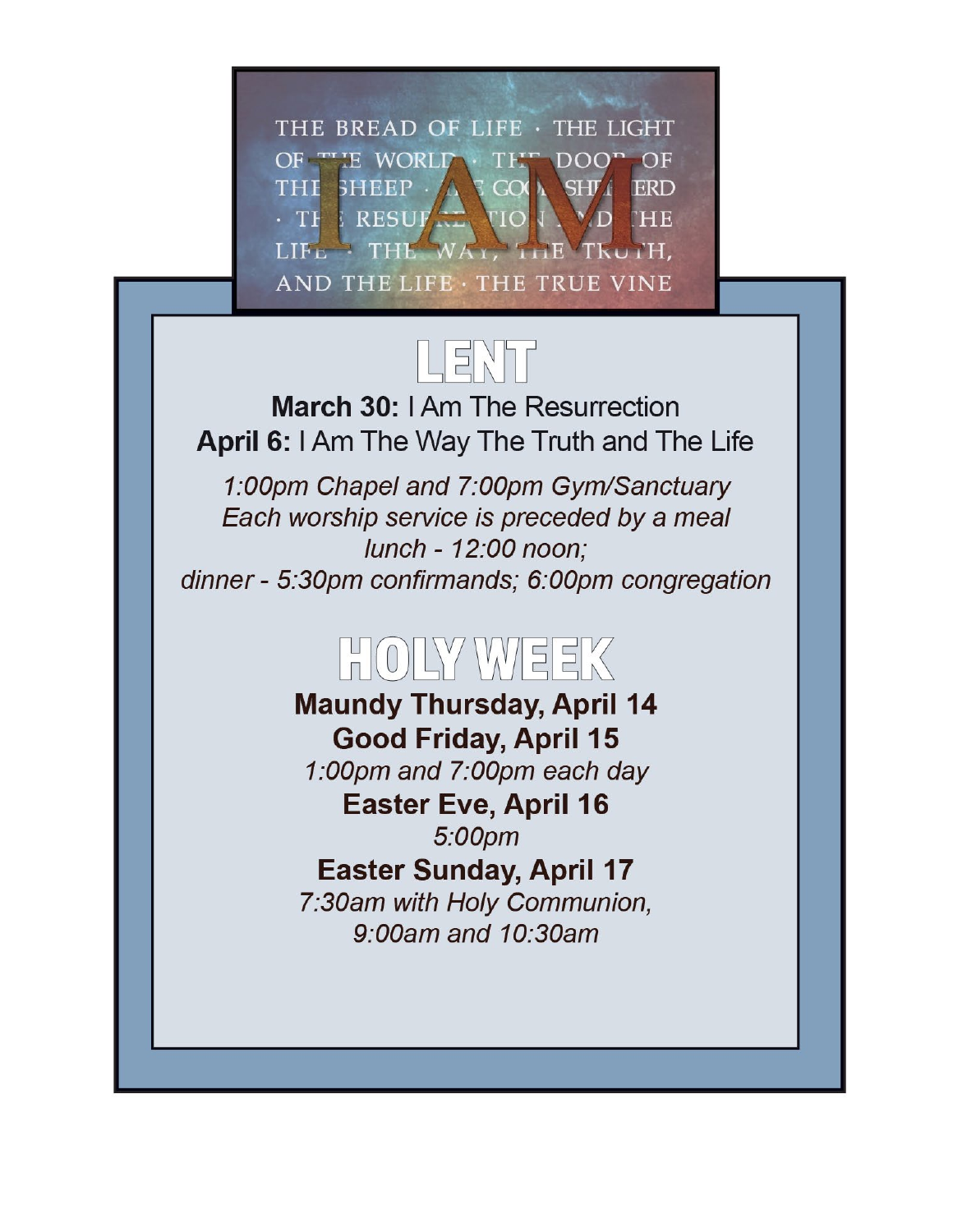THE BREAD OF LIFE · THE LIGHT OF THE WORLD · THE DOOR OF THE SHEEP · THE GOOD SHEPHERD · THE RESURRECTION AND THE LIFE · THE WAY, THE TRUTH, AND THE LIFE · THE TRUE VINE

# I AM

## LENT

**March 30:** I Am The Resurrection

**April 6:** I Am The Way The Truth and The Life

*1:00pm Chapel and 7:00pm Gym/Sanctuary*
*Each worship service is preceded by a meal*
*lunch - 12:00 noon;*
*dinner - 5:30pm confirmands; 6:00pm congregation*

## HOLY WEEK

**Maundy Thursday, April 14**

**Good Friday, April 15**

*1:00pm and 7:00pm each day*

**Easter Eve, April 16**

*5:00pm*

**Easter Sunday, April 17**

*7:30am with Holy Communion,*
*9:00am and 10:30am*